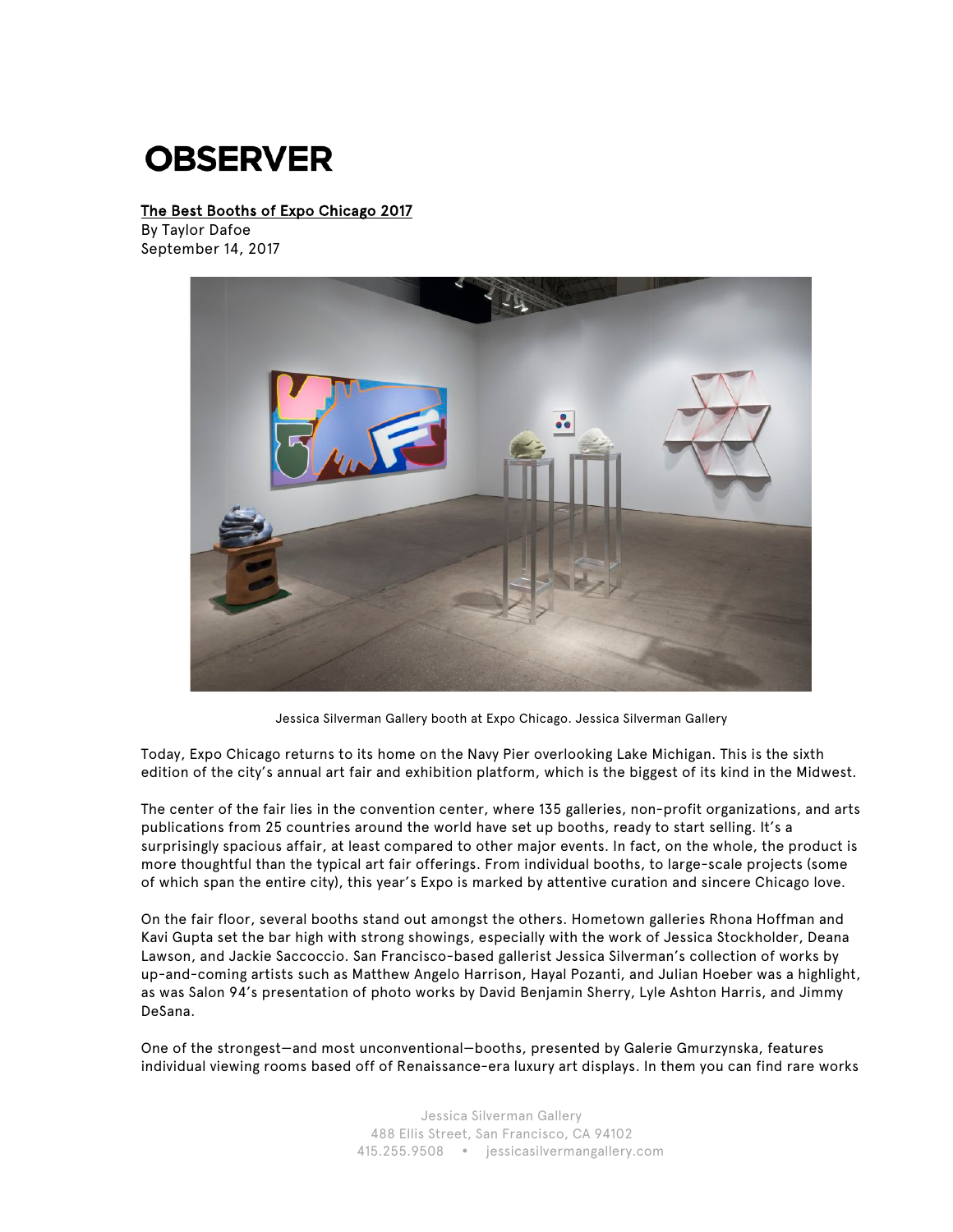# OBSERVER

The Best Booths of Expo Chicago 2017
By Taylor Dafoe
September 14, 2017

Jessica Silverman Gallery booth at Expo Chicago. Jessica Silverman Gallery

Today, Expo Chicago returns to its home on the Navy Pier overlooking Lake Michigan. This is the sixth edition of the city's annual art fair and exhibition platform, which is the biggest of its kind in the Midwest.

The center of the fair lies in the convention center, where 135 galleries, non-profit organizations, and arts publications from 25 countries around the world have set up booths, ready to start selling. It's a surprisingly spacious affair, at least compared to other major events. In fact, on the whole, the product is more thoughtful than the typical art fair offerings. From individual booths, to large-scale projects (some of which span the entire city), this year's Expo is marked by attentive curation and sincere Chicago love.

On the fair floor, several booths stand out amongst the others. Hometown galleries Rhona Hoffman and Kavi Gupta set the bar high with strong showings, especially with the work of Jessica Stockholder, Deana Lawson, and Jackie Saccoccio. San Francisco-based gallerist Jessica Silverman's collection of works by up-and-coming artists such as Matthew Angelo Harrison, Hayal Pozanti, and Julian Hoeber was a highlight, as was Salon 94's presentation of photo works by David Benjamin Sherry, Lyle Ashton Harris, and Jimmy DeSana.

One of the strongest—and most unconventional—booths, presented by Galerie Gmurzynska, features individual viewing rooms based off of Renaissance-era luxury art displays. In them you can find rare works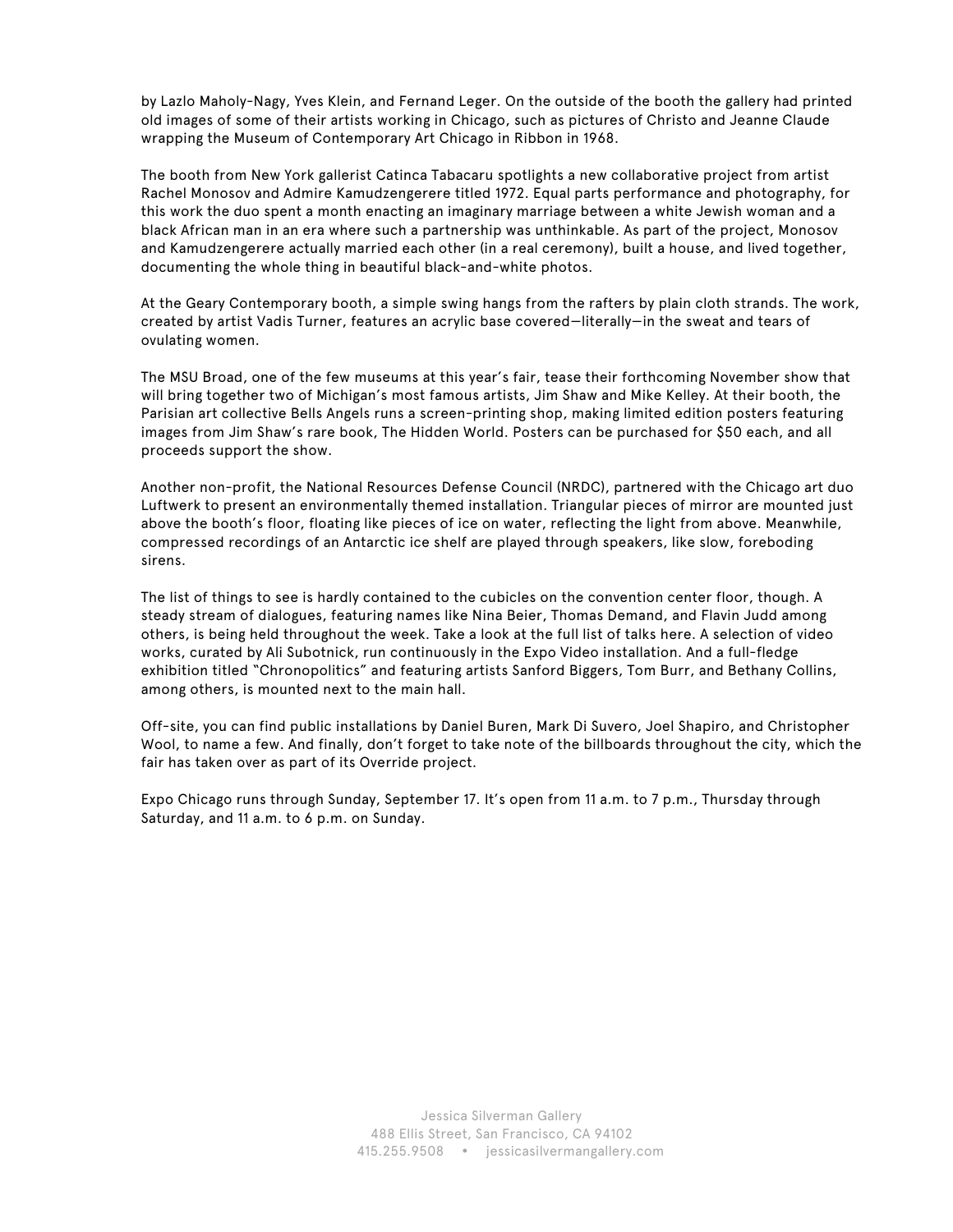by Lazlo Maholy-Nagy, Yves Klein, and Fernand Leger. On the outside of the booth the gallery had printed old images of some of their artists working in Chicago, such as pictures of Christo and Jeanne Claude wrapping the Museum of Contemporary Art Chicago in Ribbon in 1968.

The booth from New York gallerist Catinca Tabacaru spotlights a new collaborative project from artist Rachel Monosov and Admire Kamudzengerere titled 1972. Equal parts performance and photography, for this work the duo spent a month enacting an imaginary marriage between a white Jewish woman and a black African man in an era where such a partnership was unthinkable. As part of the project, Monosov and Kamudzengerere actually married each other (in a real ceremony), built a house, and lived together, documenting the whole thing in beautiful black-and-white photos.

At the Geary Contemporary booth, a simple swing hangs from the rafters by plain cloth strands. The work, created by artist Vadis Turner, features an acrylic base covered—literally—in the sweat and tears of ovulating women.

The MSU Broad, one of the few museums at this year's fair, tease their forthcoming November show that will bring together two of Michigan's most famous artists, Jim Shaw and Mike Kelley. At their booth, the Parisian art collective Bells Angels runs a screen-printing shop, making limited edition posters featuring images from Jim Shaw's rare book, The Hidden World. Posters can be purchased for $50 each, and all proceeds support the show.

Another non-profit, the National Resources Defense Council (NRDC), partnered with the Chicago art duo Luftwerk to present an environmentally themed installation. Triangular pieces of mirror are mounted just above the booth's floor, floating like pieces of ice on water, reflecting the light from above. Meanwhile, compressed recordings of an Antarctic ice shelf are played through speakers, like slow, foreboding sirens.

The list of things to see is hardly contained to the cubicles on the convention center floor, though. A steady stream of dialogues, featuring names like Nina Beier, Thomas Demand, and Flavin Judd among others, is being held throughout the week. Take a look at the full list of talks here. A selection of video works, curated by Ali Subotnick, run continuously in the Expo Video installation. And a full-fledge exhibition titled "Chronopolitics" and featuring artists Sanford Biggers, Tom Burr, and Bethany Collins, among others, is mounted next to the main hall.

Off-site, you can find public installations by Daniel Buren, Mark Di Suvero, Joel Shapiro, and Christopher Wool, to name a few. And finally, don't forget to take note of the billboards throughout the city, which the fair has taken over as part of its Override project.

Expo Chicago runs through Sunday, September 17. It's open from 11 a.m. to 7 p.m., Thursday through Saturday, and 11 a.m. to 6 p.m. on Sunday.